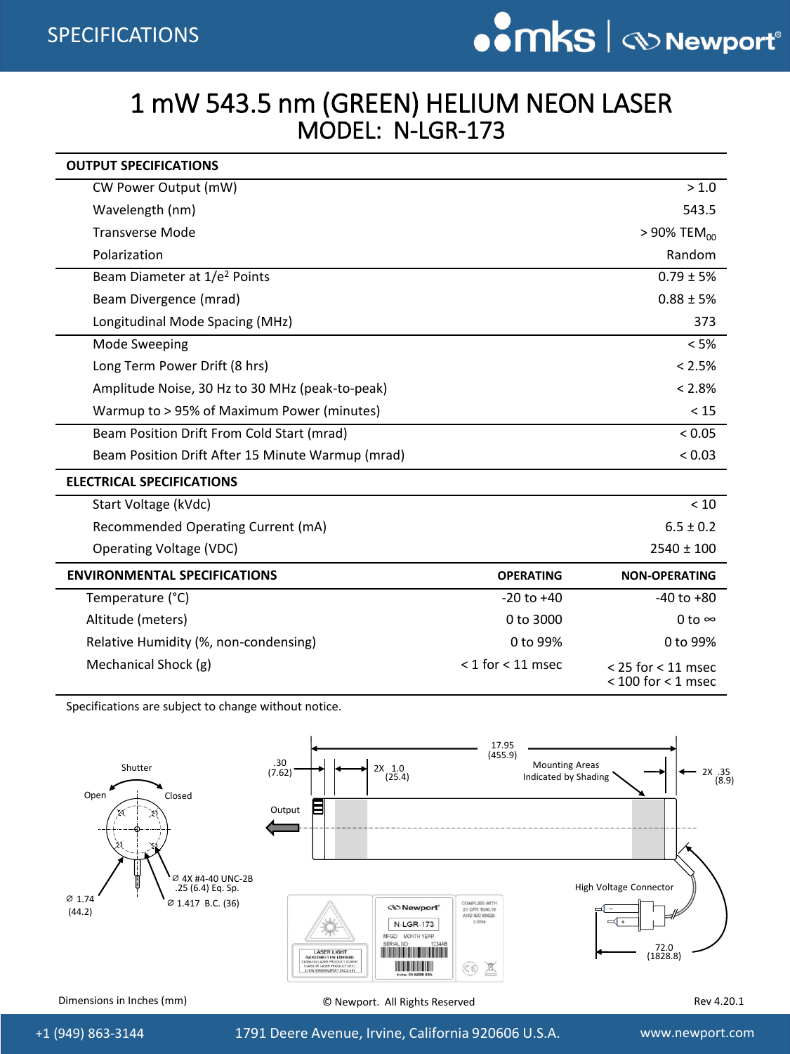# 1 mW 543.5 nm (GREEN) HELIUM NEON LASER

## MODEL: N-LGR-173

| OUTPUT SPECIFICATIONS | |
|---|---|
| CW Power Output (mW) | > 1.0 |
| Wavelength (nm) | 543.5 |
| Transverse Mode | > 90% $TEM_{00}$ |
| Polarization | Random |
| Beam Diameter at $1/e^2$ Points | 0.79 ± 5% |
| Beam Divergence (mrad) | 0.88 ± 5% |
| Longitudinal Mode Spacing (MHz) | 373 |
| Mode Sweeping | < 5% |
| Long Term Power Drift (8 hrs) | < 2.5% |
| Amplitude Noise, 30 Hz to 30 MHz (peak-to-peak) | < 2.8% |
| Warmup to > 95% of Maximum Power (minutes) | < 15 |
| Beam Position Drift From Cold Start (mrad) | < 0.05 |
| Beam Position Drift After 15 Minute Warmup (mrad) | < 0.03 |

| ELECTRICAL SPECIFICATIONS | |
|---|---|
| Start Voltage (kVdc) | < 10 |
| Recommended Operating Current (mA) | 6.5 ± 0.2 |
| Operating Voltage (VDC) | 2540 ± 100 |

| ENVIRONMENTAL SPECIFICATIONS | OPERATING | NON-OPERATING |
|---|---|---|
| Temperature (°C) | -20 to +40 | -40 to +80 |
| Altitude (meters) | 0 to 3000 | 0 to ∞ |
| Relative Humidity (%, non-condensing) | 0 to 99% | 0 to 99% |
| Mechanical Shock (g) | < 1 for < 11 msec | < 25 for < 11 msec<br>< 100 for < 1 msec |

Specifications are subject to change without notice.

Shutter, Open, Closed

Ø 1.74 (44.2)

Ø 4X #4-40 UNC-2B .25 (6.4) Eq. Sp.

Ø 1.417 B.C. (36)

.30 (7.62)

2X 1.0 (25.4)

17.95 (455.9)

Mounting Areas Indicated by Shading

2X .35 (8.9)

Output

High Voltage Connector

72.0 (1828.8)

Dimensions in Inches (mm)

© Newport. All Rights Reserved

Rev 4.20.1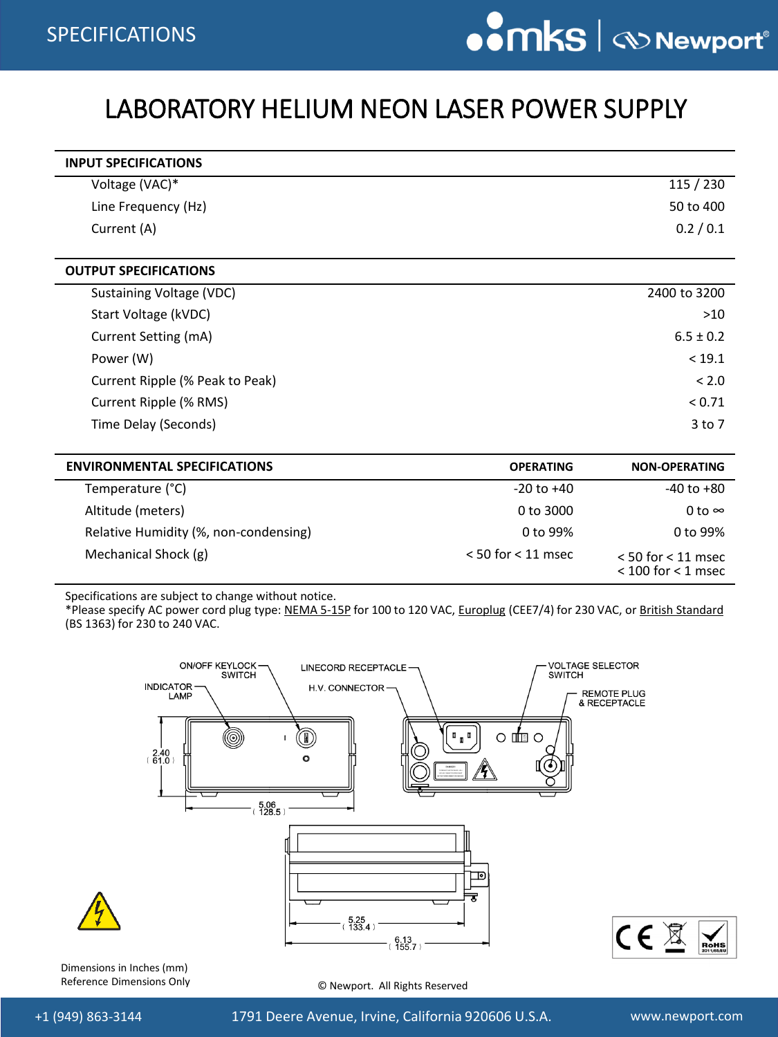# LABORATORY HELIUM NEON LASER POWER SUPPLY

| INPUT SPECIFICATIONS | |
|---|---|
| Voltage (VAC)* | 115 / 230 |
| Line Frequency (Hz) | 50 to 400 |
| Current (A) | 0.2 / 0.1 |

| OUTPUT SPECIFICATIONS | |
|---|---|
| Sustaining Voltage (VDC) | 2400 to 3200 |
| Start Voltage (kVDC) | >10 |
| Current Setting (mA) | 6.5 ± 0.2 |
| Power (W) | < 19.1 |
| Current Ripple (% Peak to Peak) | < 2.0 |
| Current Ripple (% RMS) | < 0.71 |
| Time Delay (Seconds) | 3 to 7 |

| ENVIRONMENTAL SPECIFICATIONS | OPERATING | NON-OPERATING |
|---|---|---|
| Temperature (°C) | -20 to +40 | -40 to +80 |
| Altitude (meters) | 0 to 3000 | 0 to ∞ |
| Relative Humidity (%, non-condensing) | 0 to 99% | 0 to 99% |
| Mechanical Shock (g) | < 50 for < 11 msec | < 50 for < 11 msec<br>< 100 for < 1 msec |

Specifications are subject to change without notice.
*Please specify AC power cord plug type: NEMA 5-15P for 100 to 120 VAC, Europlug (CEE7/4) for 230 VAC, or British Standard (BS 1363) for 230 to 240 VAC.

ON/OFF KEYLOCK SWITCH
INDICATOR LAMP
LINECORD RECEPTACLE
H.V. CONNECTOR
VOLTAGE SELECTOR SWITCH
REMOTE PLUG & RECEPTACLE
2.40 (61.0)
5.06 (128.5)
5.25 (133.4)
6.13 (155.7)

Dimensions in Inches (mm)
Reference Dimensions Only

© Newport. All Rights Reserved